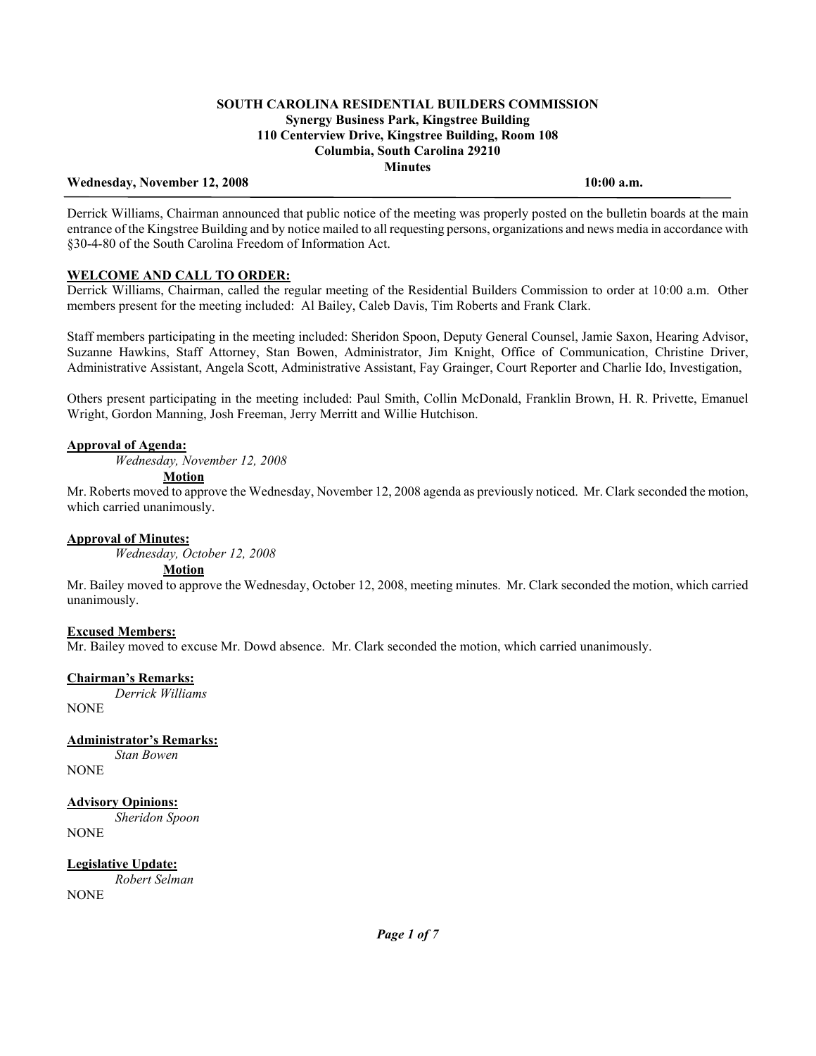**SOUTH CAROLINA RESIDENTIAL BUILDERS COMMISSION**
**Synergy Business Park, Kingstree Building**
**110 Centerview Drive, Kingstree Building, Room 108**
**Columbia, South Carolina 29210**
**Minutes**

**Wednesday, November 12, 2008** **10:00 a.m.**

---

Derrick Williams, Chairman announced that public notice of the meeting was properly posted on the bulletin boards at the main entrance of the Kingstree Building and by notice mailed to all requesting persons, organizations and news media in accordance with §30-4-80 of the South Carolina Freedom of Information Act.

**WELCOME AND CALL TO ORDER:**

Derrick Williams, Chairman, called the regular meeting of the Residential Builders Commission to order at 10:00 a.m. Other members present for the meeting included: Al Bailey, Caleb Davis, Tim Roberts and Frank Clark.

Staff members participating in the meeting included: Sheridon Spoon, Deputy General Counsel, Jamie Saxon, Hearing Advisor, Suzanne Hawkins, Staff Attorney, Stan Bowen, Administrator, Jim Knight, Office of Communication, Christine Driver, Administrative Assistant, Angela Scott, Administrative Assistant, Fay Grainger, Court Reporter and Charlie Ido, Investigation,

Others present participating in the meeting included: Paul Smith, Collin McDonald, Franklin Brown, H. R. Privette, Emanuel Wright, Gordon Manning, Josh Freeman, Jerry Merritt and Willie Hutchison.

**Approval of Agenda:**

*Wednesday, November 12, 2008*

**Motion**

Mr. Roberts moved to approve the Wednesday, November 12, 2008 agenda as previously noticed. Mr. Clark seconded the motion, which carried unanimously.

**Approval of Minutes:**

*Wednesday, October 12, 2008*

**Motion**

Mr. Bailey moved to approve the Wednesday, October 12, 2008, meeting minutes. Mr. Clark seconded the motion, which carried unanimously.

**Excused Members:**

Mr. Bailey moved to excuse Mr. Dowd absence. Mr. Clark seconded the motion, which carried unanimously.

**Chairman's Remarks:**

*Derrick Williams*

NONE

**Administrator's Remarks:**

*Stan Bowen*

NONE

**Advisory Opinions:**

*Sheridon Spoon*

NONE

**Legislative Update:**

*Robert Selman*

NONE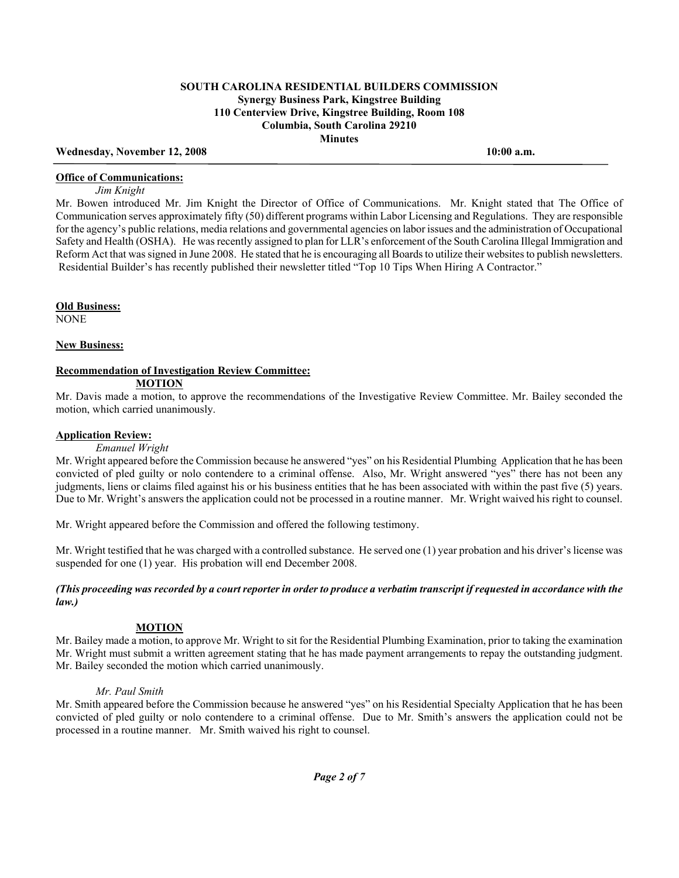**SOUTH CAROLINA RESIDENTIAL BUILDERS COMMISSION**
**Synergy Business Park, Kingstree Building**
**110 Centerview Drive, Kingstree Building, Room 108**
**Columbia, South Carolina 29210**
**Minutes**

**Wednesday, November 12, 2008** **10:00 a.m.**

**Office of Communications:**

*Jim Knight*

Mr. Bowen introduced Mr. Jim Knight the Director of Office of Communications. Mr. Knight stated that The Office of Communication serves approximately fifty (50) different programs within Labor Licensing and Regulations. They are responsible for the agency's public relations, media relations and governmental agencies on labor issues and the administration of Occupational Safety and Health (OSHA). He was recently assigned to plan for LLR's enforcement of the South Carolina Illegal Immigration and Reform Act that was signed in June 2008. He stated that he is encouraging all Boards to utilize their websites to publish newsletters. Residential Builder's has recently published their newsletter titled "Top 10 Tips When Hiring A Contractor."

**Old Business:**
NONE

**New Business:**

**Recommendation of Investigation Review Committee:**

**MOTION**

Mr. Davis made a motion, to approve the recommendations of the Investigative Review Committee. Mr. Bailey seconded the motion, which carried unanimously.

**Application Review:**

*Emanuel Wright*

Mr. Wright appeared before the Commission because he answered "yes" on his Residential Plumbing Application that he has been convicted of pled guilty or nolo contendere to a criminal offense. Also, Mr. Wright answered "yes" there has not been any judgments, liens or claims filed against his or his business entities that he has been associated with within the past five (5) years. Due to Mr. Wright's answers the application could not be processed in a routine manner. Mr. Wright waived his right to counsel.

Mr. Wright appeared before the Commission and offered the following testimony.

Mr. Wright testified that he was charged with a controlled substance. He served one (1) year probation and his driver's license was suspended for one (1) year. His probation will end December 2008.

***(This proceeding was recorded by a court reporter in order to produce a verbatim transcript if requested in accordance with the law.)***

**MOTION**

Mr. Bailey made a motion, to approve Mr. Wright to sit for the Residential Plumbing Examination, prior to taking the examination Mr. Wright must submit a written agreement stating that he has made payment arrangements to repay the outstanding judgment. Mr. Bailey seconded the motion which carried unanimously.

*Mr. Paul Smith*

Mr. Smith appeared before the Commission because he answered "yes" on his Residential Specialty Application that he has been convicted of pled guilty or nolo contendere to a criminal offense. Due to Mr. Smith's answers the application could not be processed in a routine manner. Mr. Smith waived his right to counsel.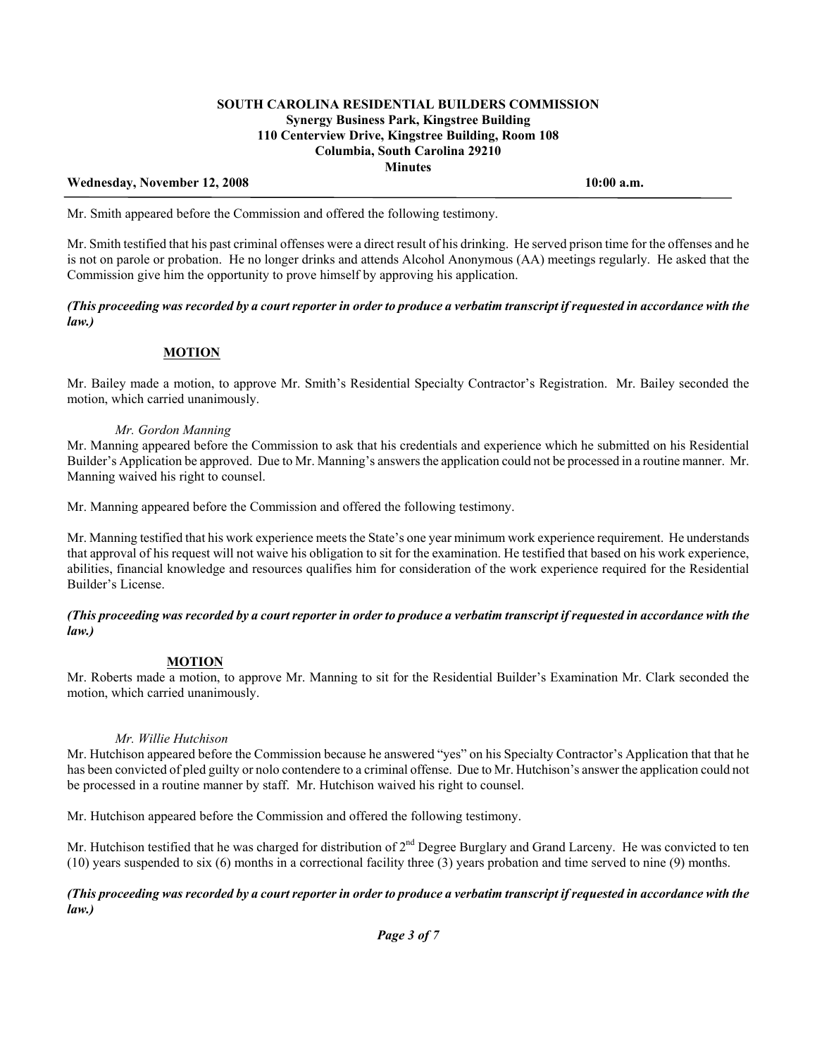Mr. Smith appeared before the Commission and offered the following testimony.

Mr. Smith testified that his past criminal offenses were a direct result of his drinking. He served prison time for the offenses and he is not on parole or probation. He no longer drinks and attends Alcohol Anonymous (AA) meetings regularly. He asked that the Commission give him the opportunity to prove himself by approving his application.

***(This proceeding was recorded by a court reporter in order to produce a verbatim transcript if requested in accordance with the law.)***

**MOTION**

Mr. Bailey made a motion, to approve Mr. Smith's Residential Specialty Contractor's Registration. Mr. Bailey seconded the motion, which carried unanimously.

*Mr. Gordon Manning*

Mr. Manning appeared before the Commission to ask that his credentials and experience which he submitted on his Residential Builder's Application be approved. Due to Mr. Manning's answers the application could not be processed in a routine manner. Mr. Manning waived his right to counsel.

Mr. Manning appeared before the Commission and offered the following testimony.

Mr. Manning testified that his work experience meets the State's one year minimum work experience requirement. He understands that approval of his request will not waive his obligation to sit for the examination. He testified that based on his work experience, abilities, financial knowledge and resources qualifies him for consideration of the work experience required for the Residential Builder's License.

***(This proceeding was recorded by a court reporter in order to produce a verbatim transcript if requested in accordance with the law.)***

**MOTION**

Mr. Roberts made a motion, to approve Mr. Manning to sit for the Residential Builder's Examination Mr. Clark seconded the motion, which carried unanimously.

*Mr. Willie Hutchison*

Mr. Hutchison appeared before the Commission because he answered "yes" on his Specialty Contractor's Application that that he has been convicted of pled guilty or nolo contendere to a criminal offense. Due to Mr. Hutchison's answer the application could not be processed in a routine manner by staff. Mr. Hutchison waived his right to counsel.

Mr. Hutchison appeared before the Commission and offered the following testimony.

Mr. Hutchison testified that he was charged for distribution of 2nd Degree Burglary and Grand Larceny. He was convicted to ten (10) years suspended to six (6) months in a correctional facility three (3) years probation and time served to nine (9) months.

***(This proceeding was recorded by a court reporter in order to produce a verbatim transcript if requested in accordance with the law.)***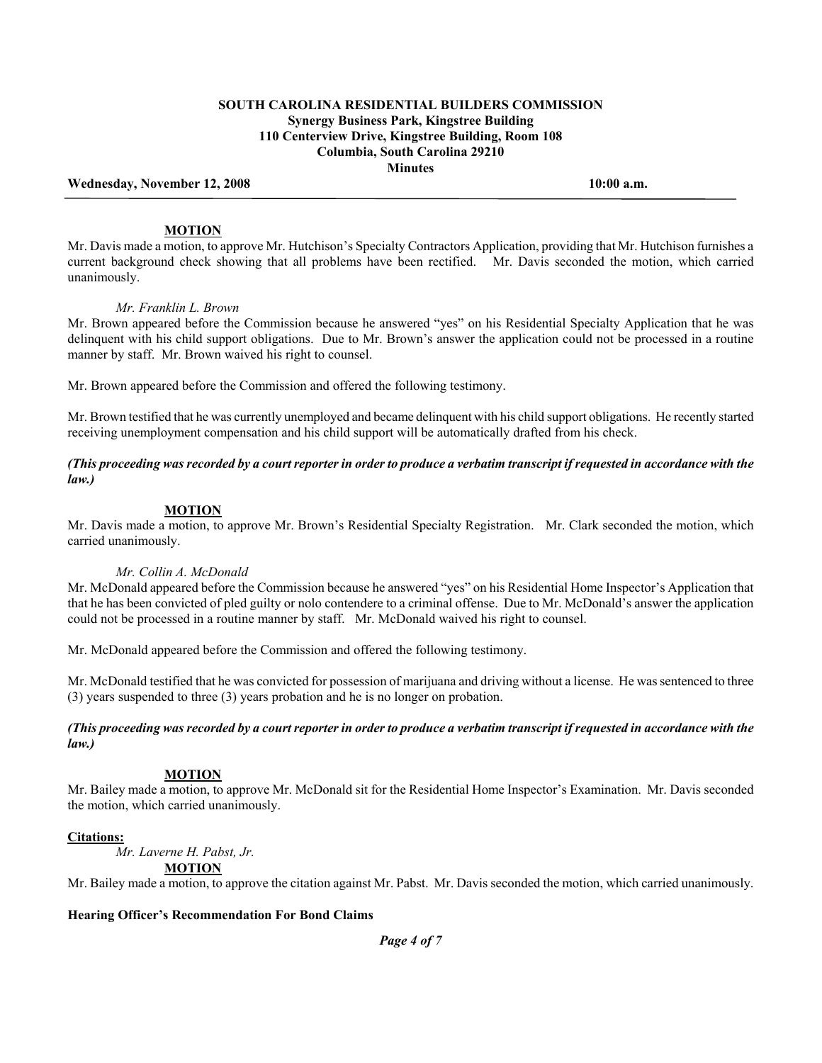**SOUTH CAROLINA RESIDENTIAL BUILDERS COMMISSION**
**Synergy Business Park, Kingstree Building**
**110 Centerview Drive, Kingstree Building, Room 108**
**Columbia, South Carolina 29210**
**Minutes**

**Wednesday, November 12, 2008** **10:00 a.m.**

**MOTION**

Mr. Davis made a motion, to approve Mr. Hutchison's Specialty Contractors Application, providing that Mr. Hutchison furnishes a current background check showing that all problems have been rectified. Mr. Davis seconded the motion, which carried unanimously.

*Mr. Franklin L. Brown*

Mr. Brown appeared before the Commission because he answered "yes" on his Residential Specialty Application that he was delinquent with his child support obligations. Due to Mr. Brown's answer the application could not be processed in a routine manner by staff. Mr. Brown waived his right to counsel.

Mr. Brown appeared before the Commission and offered the following testimony.

Mr. Brown testified that he was currently unemployed and became delinquent with his child support obligations. He recently started receiving unemployment compensation and his child support will be automatically drafted from his check.

***(This proceeding was recorded by a court reporter in order to produce a verbatim transcript if requested in accordance with the law.)***

**MOTION**

Mr. Davis made a motion, to approve Mr. Brown's Residential Specialty Registration. Mr. Clark seconded the motion, which carried unanimously.

*Mr. Collin A. McDonald*

Mr. McDonald appeared before the Commission because he answered "yes" on his Residential Home Inspector's Application that that he has been convicted of pled guilty or nolo contendere to a criminal offense. Due to Mr. McDonald's answer the application could not be processed in a routine manner by staff. Mr. McDonald waived his right to counsel.

Mr. McDonald appeared before the Commission and offered the following testimony.

Mr. McDonald testified that he was convicted for possession of marijuana and driving without a license. He was sentenced to three (3) years suspended to three (3) years probation and he is no longer on probation.

***(This proceeding was recorded by a court reporter in order to produce a verbatim transcript if requested in accordance with the law.)***

**MOTION**

Mr. Bailey made a motion, to approve Mr. McDonald sit for the Residential Home Inspector's Examination. Mr. Davis seconded the motion, which carried unanimously.

**Citations:**

*Mr. Laverne H. Pabst, Jr.*

**MOTION**

Mr. Bailey made a motion, to approve the citation against Mr. Pabst. Mr. Davis seconded the motion, which carried unanimously.

**Hearing Officer's Recommendation For Bond Claims**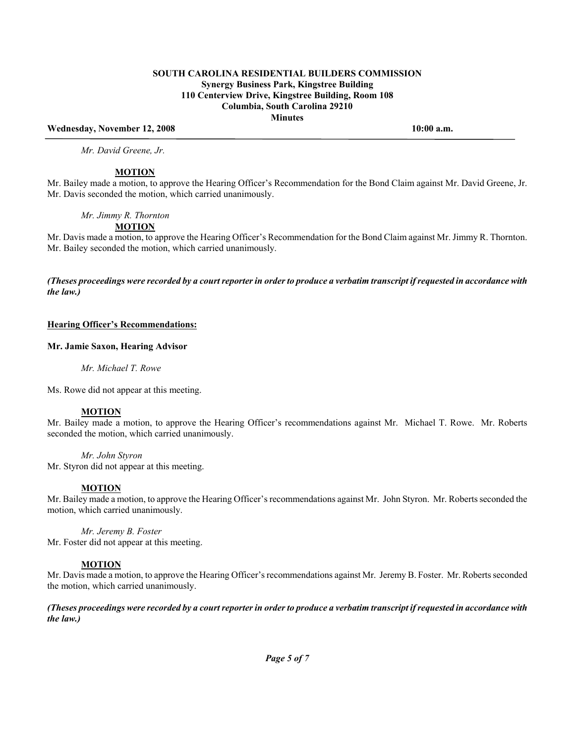*Mr. David Greene, Jr.*

**MOTION**

Mr. Bailey made a motion, to approve the Hearing Officer's Recommendation for the Bond Claim against Mr. David Greene, Jr. Mr. Davis seconded the motion, which carried unanimously.

*Mr. Jimmy R. Thornton*

**MOTION**

Mr. Davis made a motion, to approve the Hearing Officer's Recommendation for the Bond Claim against Mr. Jimmy R. Thornton. Mr. Bailey seconded the motion, which carried unanimously.

***(Theses proceedings were recorded by a court reporter in order to produce a verbatim transcript if requested in accordance with the law.)***

**Hearing Officer's Recommendations:**

**Mr. Jamie Saxon, Hearing Advisor**

*Mr. Michael T. Rowe*

Ms. Rowe did not appear at this meeting.

**MOTION**

Mr. Bailey made a motion, to approve the Hearing Officer's recommendations against Mr. Michael T. Rowe. Mr. Roberts seconded the motion, which carried unanimously.

*Mr. John Styron*

Mr. Styron did not appear at this meeting.

**MOTION**

Mr. Bailey made a motion, to approve the Hearing Officer's recommendations against Mr. John Styron. Mr. Roberts seconded the motion, which carried unanimously.

*Mr. Jeremy B. Foster*

Mr. Foster did not appear at this meeting.

**MOTION**

Mr. Davis made a motion, to approve the Hearing Officer's recommendations against Mr. Jeremy B. Foster. Mr. Roberts seconded the motion, which carried unanimously.

***(Theses proceedings were recorded by a court reporter in order to produce a verbatim transcript if requested in accordance with the law.)***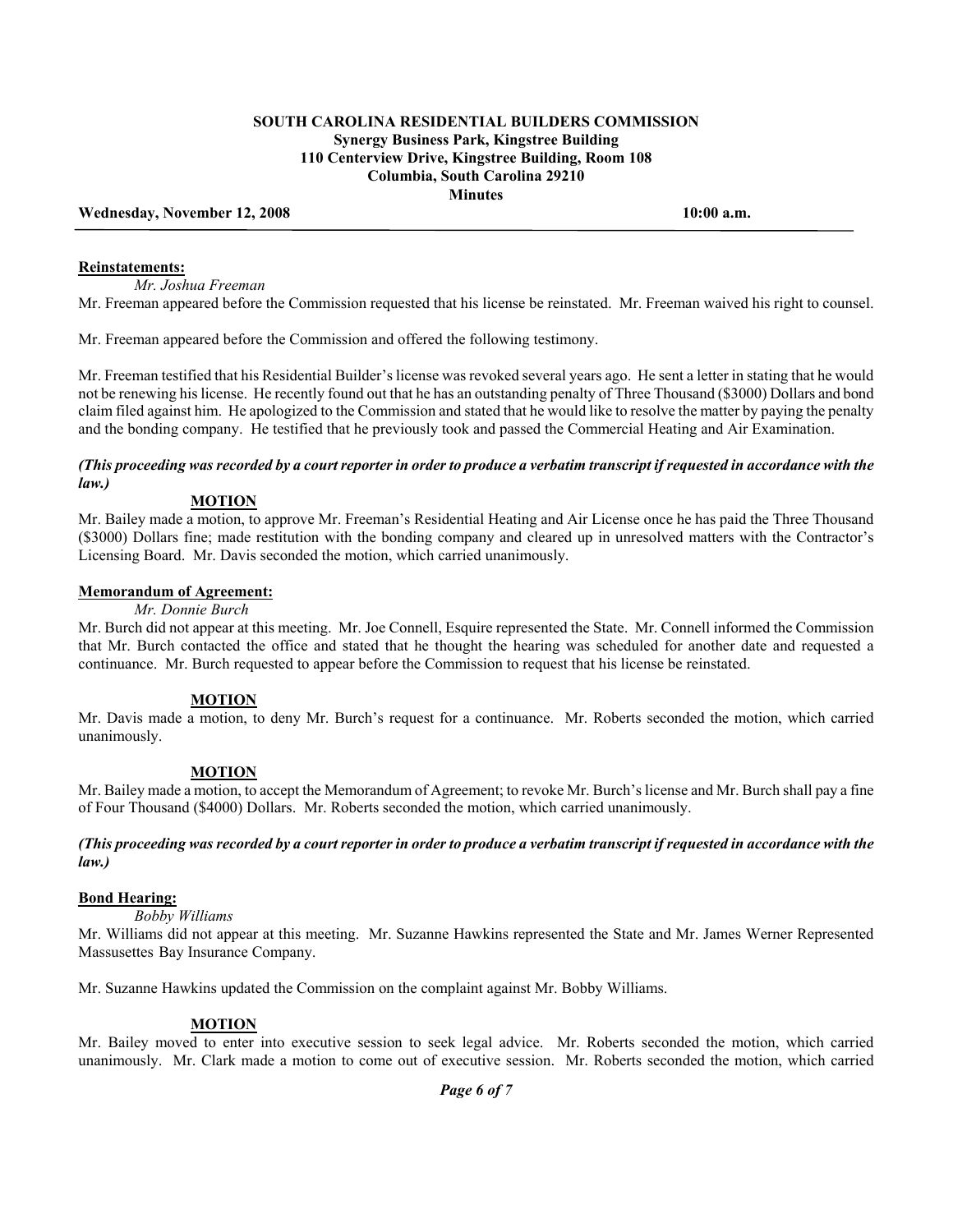**SOUTH CAROLINA RESIDENTIAL BUILDERS COMMISSION**
**Synergy Business Park, Kingstree Building**
**110 Centerview Drive, Kingstree Building, Room 108**
**Columbia, South Carolina 29210**
**Minutes**

**Wednesday, November 12, 2008** **10:00 a.m.**

---

**Reinstatements:**

*Mr. Joshua Freeman*

Mr. Freeman appeared before the Commission requested that his license be reinstated. Mr. Freeman waived his right to counsel.

Mr. Freeman appeared before the Commission and offered the following testimony.

Mr. Freeman testified that his Residential Builder's license was revoked several years ago. He sent a letter in stating that he would not be renewing his license. He recently found out that he has an outstanding penalty of Three Thousand ($3000) Dollars and bond claim filed against him. He apologized to the Commission and stated that he would like to resolve the matter by paying the penalty and the bonding company. He testified that he previously took and passed the Commercial Heating and Air Examination.

***(This proceeding was recorded by a court reporter in order to produce a verbatim transcript if requested in accordance with the law.)***

**MOTION**

Mr. Bailey made a motion, to approve Mr. Freeman's Residential Heating and Air License once he has paid the Three Thousand ($3000) Dollars fine; made restitution with the bonding company and cleared up in unresolved matters with the Contractor's Licensing Board. Mr. Davis seconded the motion, which carried unanimously.

**Memorandum of Agreement:**

*Mr. Donnie Burch*

Mr. Burch did not appear at this meeting. Mr. Joe Connell, Esquire represented the State. Mr. Connell informed the Commission that Mr. Burch contacted the office and stated that he thought the hearing was scheduled for another date and requested a continuance. Mr. Burch requested to appear before the Commission to request that his license be reinstated.

**MOTION**

Mr. Davis made a motion, to deny Mr. Burch's request for a continuance. Mr. Roberts seconded the motion, which carried unanimously.

**MOTION**

Mr. Bailey made a motion, to accept the Memorandum of Agreement; to revoke Mr. Burch's license and Mr. Burch shall pay a fine of Four Thousand ($4000) Dollars. Mr. Roberts seconded the motion, which carried unanimously.

***(This proceeding was recorded by a court reporter in order to produce a verbatim transcript if requested in accordance with the law.)***

**Bond Hearing:**

*Bobby Williams*

Mr. Williams did not appear at this meeting. Mr. Suzanne Hawkins represented the State and Mr. James Werner Represented Massusettes Bay Insurance Company.

Mr. Suzanne Hawkins updated the Commission on the complaint against Mr. Bobby Williams.

**MOTION**

Mr. Bailey moved to enter into executive session to seek legal advice. Mr. Roberts seconded the motion, which carried unanimously. Mr. Clark made a motion to come out of executive session. Mr. Roberts seconded the motion, which carried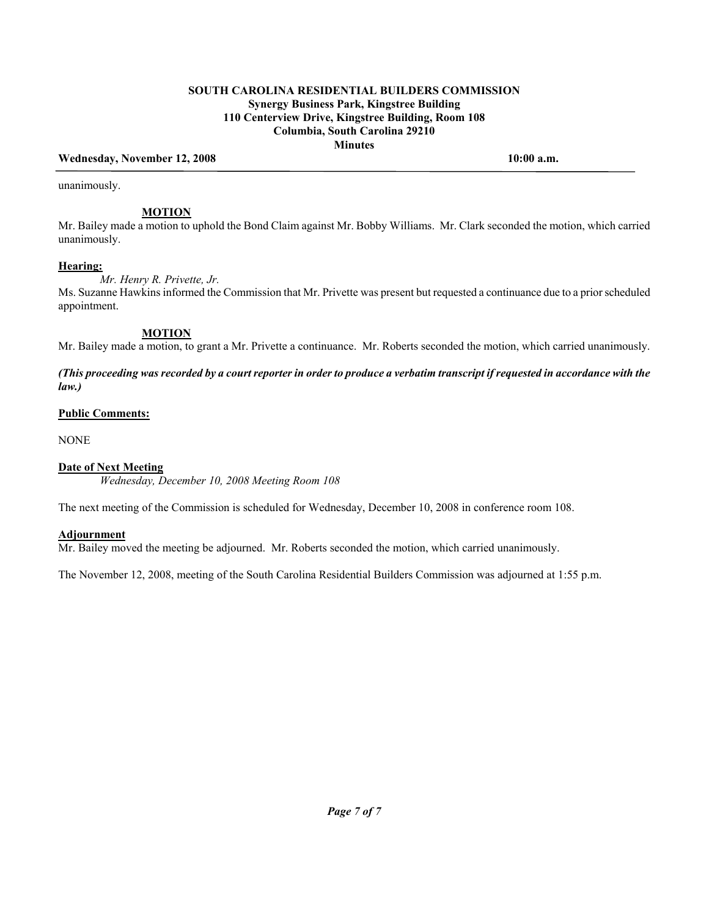unanimously.

**MOTION**

Mr. Bailey made a motion to uphold the Bond Claim against Mr. Bobby Williams. Mr. Clark seconded the motion, which carried unanimously.

**Hearing:**

*Mr. Henry R. Privette, Jr.*

Ms. Suzanne Hawkins informed the Commission that Mr. Privette was present but requested a continuance due to a prior scheduled appointment.

**MOTION**

Mr. Bailey made a motion, to grant a Mr. Privette a continuance. Mr. Roberts seconded the motion, which carried unanimously.

***(This proceeding was recorded by a court reporter in order to produce a verbatim transcript if requested in accordance with the law.)***

**Public Comments:**

NONE

**Date of Next Meeting**

*Wednesday, December 10, 2008 Meeting Room 108*

The next meeting of the Commission is scheduled for Wednesday, December 10, 2008 in conference room 108.

**Adjournment**

Mr. Bailey moved the meeting be adjourned. Mr. Roberts seconded the motion, which carried unanimously.

The November 12, 2008, meeting of the South Carolina Residential Builders Commission was adjourned at 1:55 p.m.